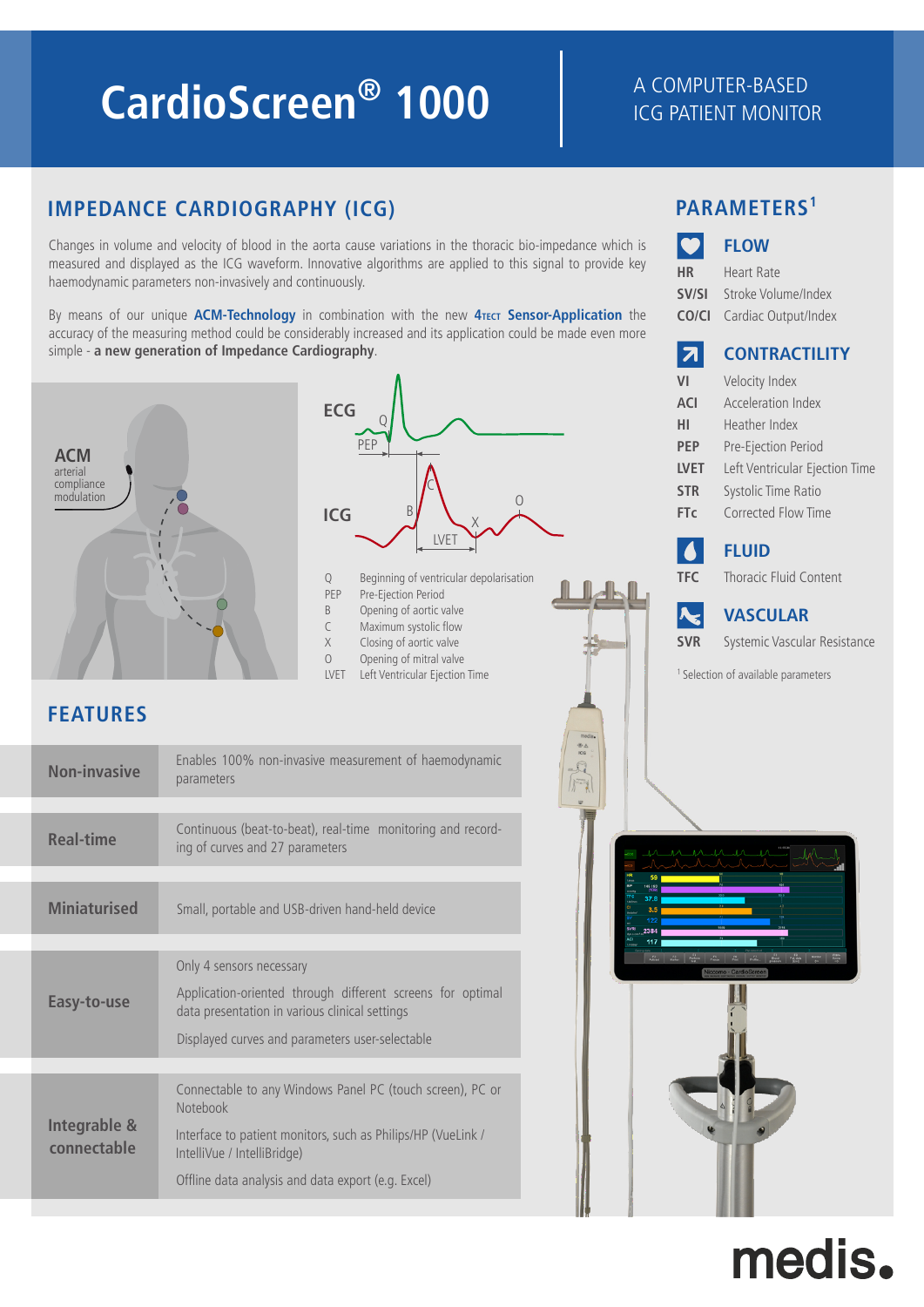# CardioScreen® 1000

A COMPUTER-BASED ICG PATIENT MONITOR

## IMPEDANCE CARDIOGRAPHY (ICG)

Changes in volume and velocity of blood in the aorta cause variations in the thoracic bio-impedance which is measured and displayed as the ICG waveform. Innovative algorithms are applied to this signal to provide key haemodynamic parameters non-invasively and continuously.

By means of our unique **ACM-Technology** in combination with the new **4TECT Sensor-Application** the accuracy of the measuring method could be considerably increased and its application could be made even more simple - **a new generation of Impedance Cardiography**.

**ACM** arterial compliance modulation

| | |
|---|---|
| Q | Beginning of ventricular depolarisation |
| PEP | Pre-Ejection Period |
| B | Opening of aortic valve |
| C | Maximum systolic flow |
| X | Closing of aortic valve |
| O | Opening of mitral valve |
| LVET | Left Ventricular Ejection Time |

## PARAMETERS[1]

### FLOW

| | |
|---|---|
| HR | Heart Rate |
| SV/SI | Stroke Volume/Index |
| CO/CI | Cardiac Output/Index |

### CONTRACTILITY

| | |
|---|---|
| VI | Velocity Index |
| ACI | Acceleration Index |
| HI | Heather Index |
| PEP | Pre-Ejection Period |
| LVET | Left Ventricular Ejection Time |
| STR | Systolic Time Ratio |
| FTc | Corrected Flow Time |

### FLUID

| | |
|---|---|
| TFC | Thoracic Fluid Content |

### VASCULAR

| | |
|---|---|
| SVR | Systemic Vascular Resistance |

[1] Selection of available parameters

## FEATURES

| Feature | Description |
|---|---|
| **Non-invasive** | Enables 100% non-invasive measurement of haemodynamic parameters |
| **Real-time** | Continuous (beat-to-beat), real-time monitoring and recording of curves and 27 parameters |
| **Miniaturised** | Small, portable and USB-driven hand-held device |
| **Easy-to-use** | Only 4 sensors necessary<br>Application-oriented through different screens for optimal data presentation in various clinical settings<br>Displayed curves and parameters user-selectable |
| **Integrable & connectable** | Connectable to any Windows Panel PC (touch screen), PC or Notebook<br>Interface to patient monitors, such as Philips/HP (VueLink / IntelliVue / IntelliBridge)<br>Offline data analysis and data export (e.g. Excel) |

medis.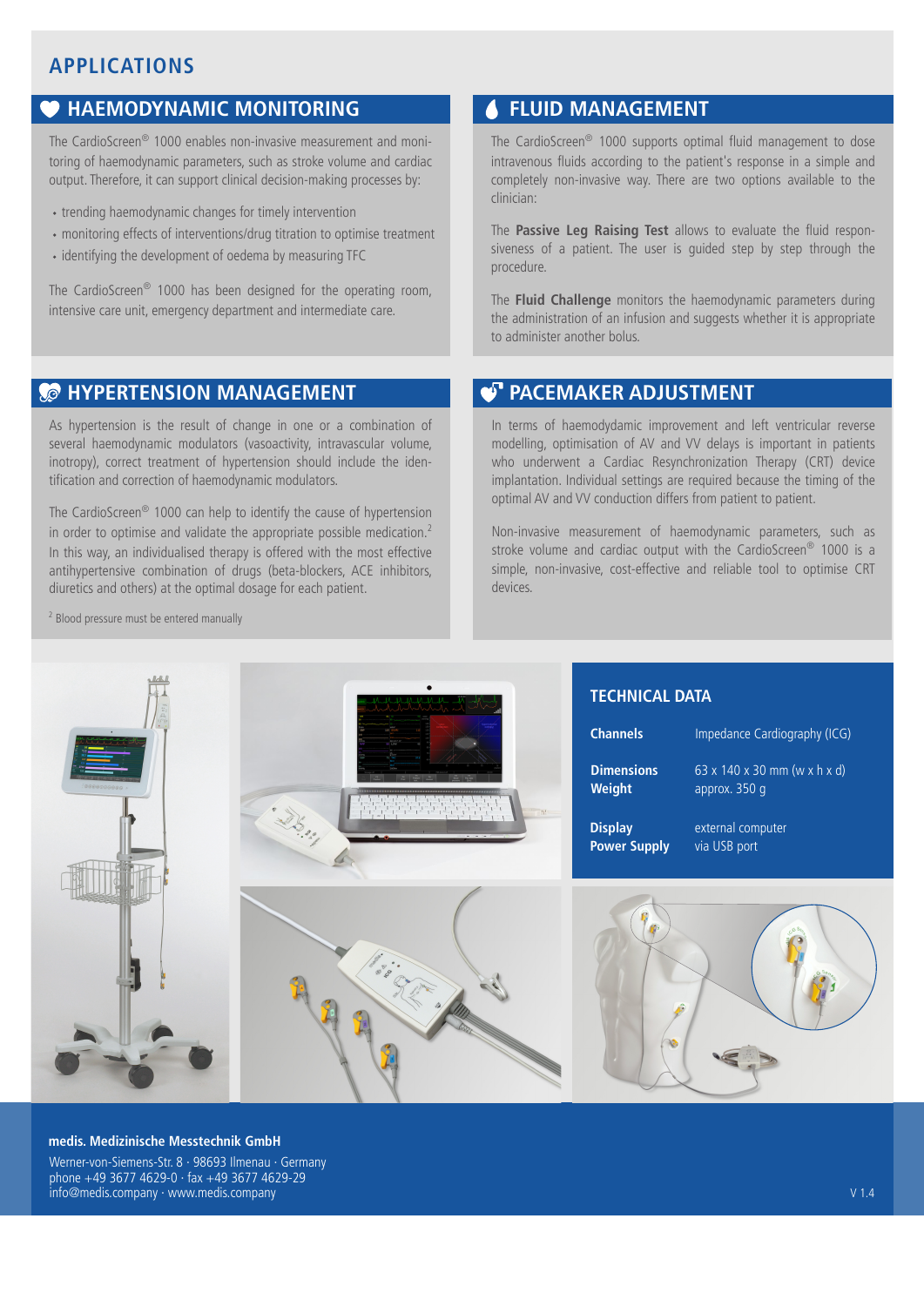## APPLICATIONS

### HAEMODYNAMIC MONITORING

The CardioScreen® 1000 enables non-invasive measurement and monitoring of haemodynamic parameters, such as stroke volume and cardiac output. Therefore, it can support clinical decision-making processes by:

- trending haemodynamic changes for timely intervention
- monitoring effects of interventions/drug titration to optimise treatment
- identifying the development of oedema by measuring TFC

The CardioScreen® 1000 has been designed for the operating room, intensive care unit, emergency department and intermediate care.

### FLUID MANAGEMENT

The CardioScreen® 1000 supports optimal fluid management to dose intravenous fluids according to the patient's response in a simple and completely non-invasive way. There are two options available to the clinician:

The **Passive Leg Raising Test** allows to evaluate the fluid responsiveness of a patient. The user is guided step by step through the procedure.

The **Fluid Challenge** monitors the haemodynamic parameters during the administration of an infusion and suggests whether it is appropriate to administer another bolus.

### HYPERTENSION MANAGEMENT

As hypertension is the result of change in one or a combination of several haemodynamic modulators (vasoactivity, intravascular volume, inotropy), correct treatment of hypertension should include the identification and correction of haemodynamic modulators.

The CardioScreen® 1000 can help to identify the cause of hypertension in order to optimise and validate the appropriate possible medication.[2] In this way, an individualised therapy is offered with the most effective antihypertensive combination of drugs (beta-blockers, ACE inhibitors, diuretics and others) at the optimal dosage for each patient.

[2] Blood pressure must be entered manually

### PACEMAKER ADJUSTMENT

In terms of haemodydamic improvement and left ventricular reverse modelling, optimisation of AV and VV delays is important in patients who underwent a Cardiac Resynchronization Therapy (CRT) device implantation. Individual settings are required because the timing of the optimal AV and VV conduction differs from patient to patient.

Non-invasive measurement of haemodynamic parameters, such as stroke volume and cardiac output with the CardioScreen® 1000 is a simple, non-invasive, cost-effective and reliable tool to optimise CRT devices.

### TECHNICAL DATA

| | |
|---|---|
| **Channels** | Impedance Cardiography (ICG) |
| **Dimensions** | 63 x 140 x 30 mm (w x h x d) |
| **Weight** | approx. 350 g |
| **Display** | external computer |
| **Power Supply** | via USB port |

**medis. Medizinische Messtechnik GmbH**
Werner-von-Siemens-Str. 8 · 98693 Ilmenau · Germany
phone +49 3677 4629-0 · fax +49 3677 4629-29
info@medis.company · www.medis.company

V 1.4